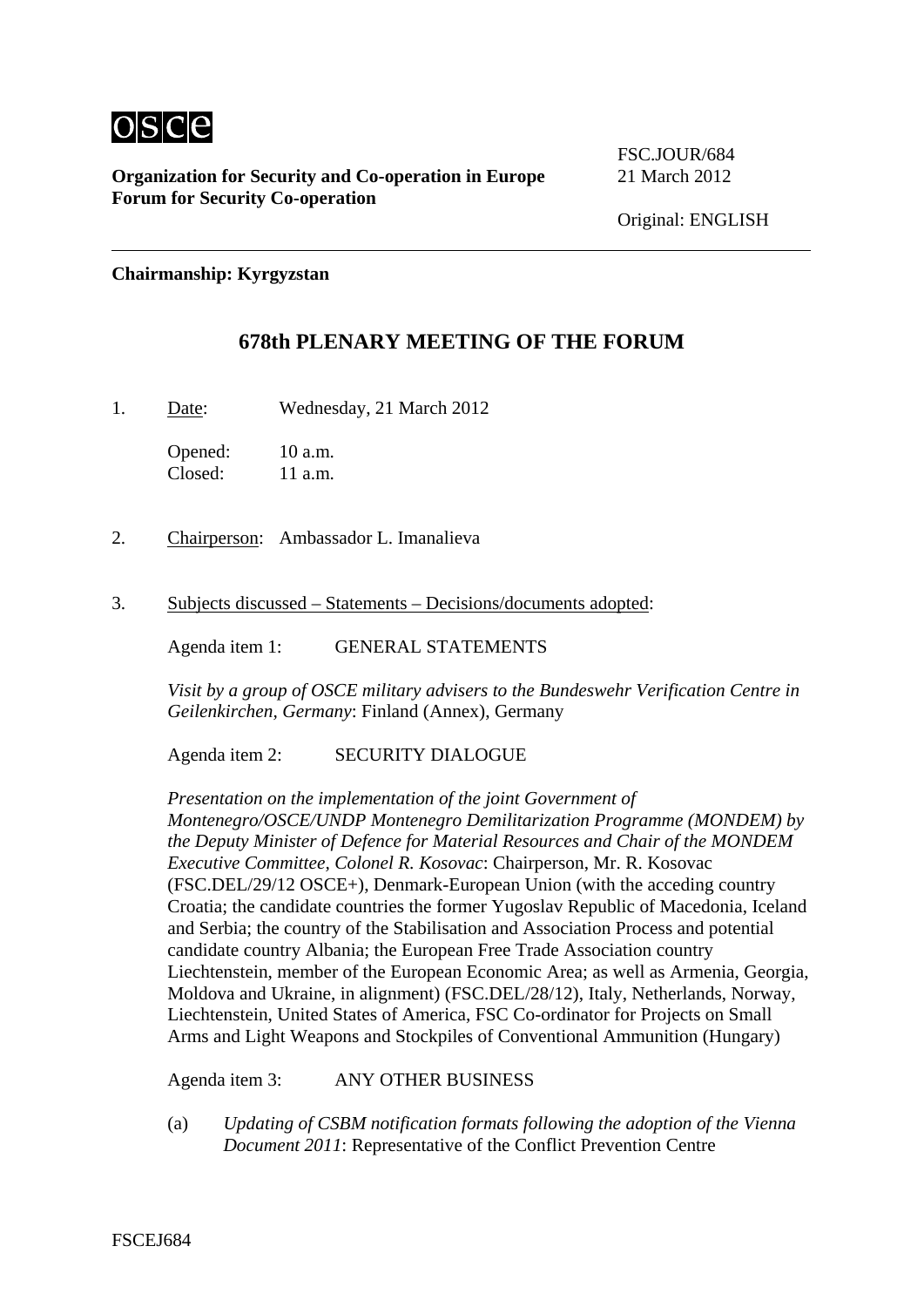**Organization for Security and Co-operation in Europe**
**Forum for Security Co-operation**

FSC.JOUR/684
21 March 2012

Original: ENGLISH

**Chairmanship: Kyrgyzstan**

# 678th PLENARY MEETING OF THE FORUM

1. Date: Wednesday, 21 March 2012

   Opened: 10 a.m.
   Closed: 11 a.m.

2. Chairperson: Ambassador L. Imanalieva

3. Subjects discussed – Statements – Decisions/documents adopted:

   Agenda item 1: GENERAL STATEMENTS

   *Visit by a group of OSCE military advisers to the Bundeswehr Verification Centre in Geilenkirchen, Germany*: Finland (Annex), Germany

   Agenda item 2: SECURITY DIALOGUE

   *Presentation on the implementation of the joint Government of Montenegro/OSCE/UNDP Montenegro Demilitarization Programme (MONDEM) by the Deputy Minister of Defence for Material Resources and Chair of the MONDEM Executive Committee, Colonel R. Kosovac*: Chairperson, Mr. R. Kosovac (FSC.DEL/29/12 OSCE+), Denmark-European Union (with the acceding country Croatia; the candidate countries the former Yugoslav Republic of Macedonia, Iceland and Serbia; the country of the Stabilisation and Association Process and potential candidate country Albania; the European Free Trade Association country Liechtenstein, member of the European Economic Area; as well as Armenia, Georgia, Moldova and Ukraine, in alignment) (FSC.DEL/28/12), Italy, Netherlands, Norway, Liechtenstein, United States of America, FSC Co-ordinator for Projects on Small Arms and Light Weapons and Stockpiles of Conventional Ammunition (Hungary)

   Agenda item 3: ANY OTHER BUSINESS

   (a) *Updating of CSBM notification formats following the adoption of the Vienna Document 2011*: Representative of the Conflict Prevention Centre

FSCEJ684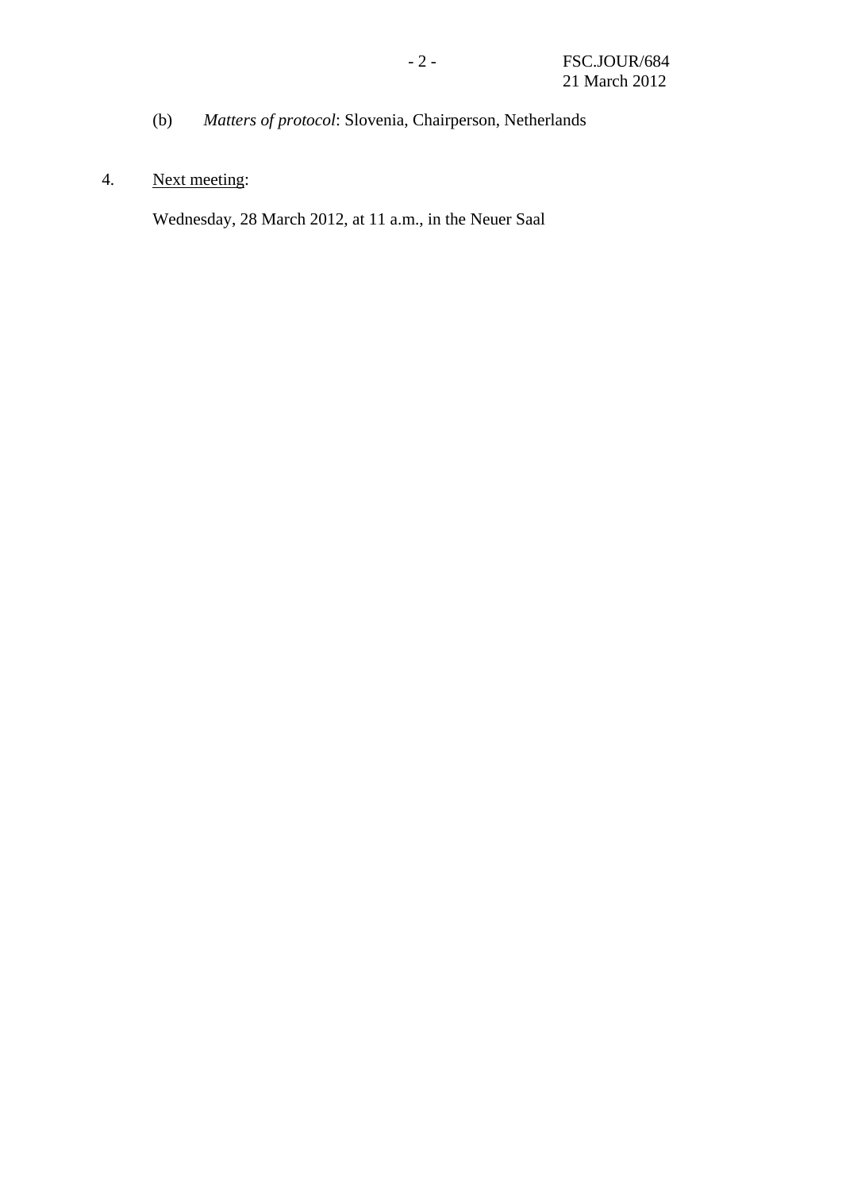(b) *Matters of protocol*: Slovenia, Chairperson, Netherlands

4. Next meeting:

   Wednesday, 28 March 2012, at 11 a.m., in the Neuer Saal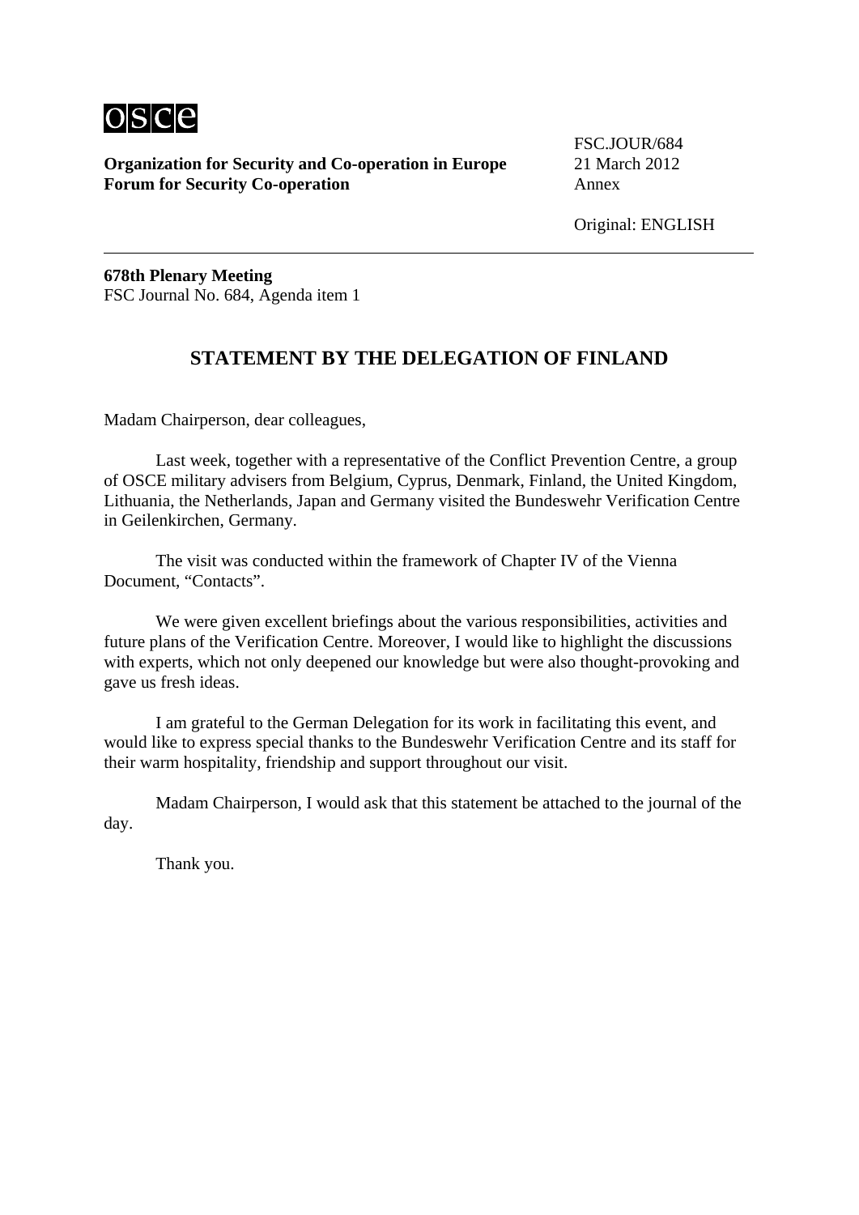**Organization for Security and Co-operation in Europe**
**Forum for Security Co-operation**

FSC.JOUR/684
21 March 2012
Annex

Original: ENGLISH

**678th Plenary Meeting**
FSC Journal No. 684, Agenda item 1

## STATEMENT BY THE DELEGATION OF FINLAND

Madam Chairperson, dear colleagues,

Last week, together with a representative of the Conflict Prevention Centre, a group of OSCE military advisers from Belgium, Cyprus, Denmark, Finland, the United Kingdom, Lithuania, the Netherlands, Japan and Germany visited the Bundeswehr Verification Centre in Geilenkirchen, Germany.

The visit was conducted within the framework of Chapter IV of the Vienna Document, "Contacts".

We were given excellent briefings about the various responsibilities, activities and future plans of the Verification Centre. Moreover, I would like to highlight the discussions with experts, which not only deepened our knowledge but were also thought-provoking and gave us fresh ideas.

I am grateful to the German Delegation for its work in facilitating this event, and would like to express special thanks to the Bundeswehr Verification Centre and its staff for their warm hospitality, friendship and support throughout our visit.

Madam Chairperson, I would ask that this statement be attached to the journal of the day.

Thank you.